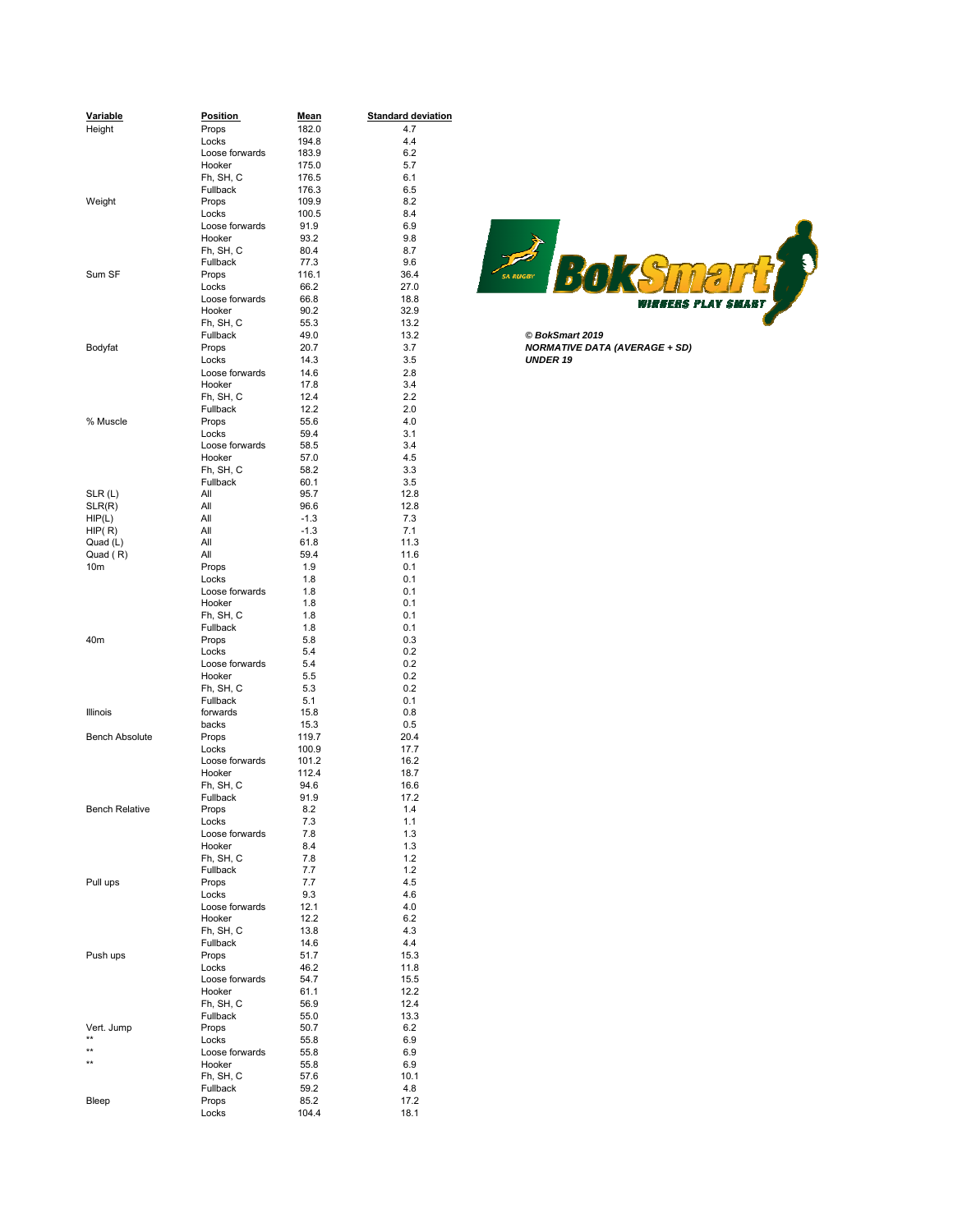| Variable | Position | Mean | Standard deviation |
|---|---|---|---|
| Height | Props | 182.0 | 4.7 |
| | Locks | 194.8 | 4.4 |
| | Loose forwards | 183.9 | 6.2 |
| | Hooker | 175.0 | 5.7 |
| | Fh, SH, C | 176.5 | 6.1 |
| | Fullback | 176.3 | 6.5 |
| Weight | Props | 109.9 | 8.2 |
| | Locks | 100.5 | 8.4 |
| | Loose forwards | 91.9 | 6.9 |
| | Hooker | 93.2 | 9.8 |
| | Fh, SH, C | 80.4 | 8.7 |
| | Fullback | 77.3 | 9.6 |
| Sum SF | Props | 116.1 | 36.4 |
| | Locks | 66.2 | 27.0 |
| | Loose forwards | 66.8 | 18.8 |
| | Hooker | 90.2 | 32.9 |
| | Fh, SH, C | 55.3 | 13.2 |
| | Fullback | 49.0 | 13.2 |
| Bodyfat | Props | 20.7 | 3.7 |
| | Locks | 14.3 | 3.5 |
| | Loose forwards | 14.6 | 2.8 |
| | Hooker | 17.8 | 3.4 |
| | Fh, SH, C | 12.4 | 2.2 |
| | Fullback | 12.2 | 2.0 |
| % Muscle | Props | 55.6 | 4.0 |
| | Locks | 59.4 | 3.1 |
| | Loose forwards | 58.5 | 3.4 |
| | Hooker | 57.0 | 4.5 |
| | Fh, SH, C | 58.2 | 3.3 |
| | Fullback | 60.1 | 3.5 |
| SLR (L) | All | 95.7 | 12.8 |
| SLR(R) | All | 96.6 | 12.8 |
| HIP(L) | All | -1.3 | 7.3 |
| HIP( R) | All | -1.3 | 7.1 |
| Quad (L) | All | 61.8 | 11.3 |
| Quad ( R) | All | 59.4 | 11.6 |
| 10m | Props | 1.9 | 0.1 |
| | Locks | 1.8 | 0.1 |
| | Loose forwards | 1.8 | 0.1 |
| | Hooker | 1.8 | 0.1 |
| | Fh, SH, C | 1.8 | 0.1 |
| | Fullback | 1.8 | 0.1 |
| 40m | Props | 5.8 | 0.3 |
| | Locks | 5.4 | 0.2 |
| | Loose forwards | 5.4 | 0.2 |
| | Hooker | 5.5 | 0.2 |
| | Fh, SH, C | 5.3 | 0.2 |
| | Fullback | 5.1 | 0.1 |
| Illinois | forwards | 15.8 | 0.8 |
| | backs | 15.3 | 0.5 |
| Bench Absolute | Props | 119.7 | 20.4 |
| | Locks | 100.9 | 17.7 |
| | Loose forwards | 101.2 | 16.2 |
| | Hooker | 112.4 | 18.7 |
| | Fh, SH, C | 94.6 | 16.6 |
| | Fullback | 91.9 | 17.2 |
| Bench Relative | Props | 8.2 | 1.4 |
| | Locks | 7.3 | 1.1 |
| | Loose forwards | 7.8 | 1.3 |
| | Hooker | 8.4 | 1.3 |
| | Fh, SH, C | 7.8 | 1.2 |
| | Fullback | 7.7 | 1.2 |
| Pull ups | Props | 7.7 | 4.5 |
| | Locks | 9.3 | 4.6 |
| | Loose forwards | 12.1 | 4.0 |
| | Hooker | 12.2 | 6.2 |
| | Fh, SH, C | 13.8 | 4.3 |
| | Fullback | 14.6 | 4.4 |
| Push ups | Props | 51.7 | 15.3 |
| | Locks | 46.2 | 11.8 |
| | Loose forwards | 54.7 | 15.5 |
| | Hooker | 61.1 | 12.2 |
| | Fh, SH, C | 56.9 | 12.4 |
| | Fullback | 55.0 | 13.3 |
| Vert. Jump | Props | 50.7 | 6.2 |
| ** | Locks | 55.8 | 6.9 |
| ** | Loose forwards | 55.8 | 6.9 |
| ** | Hooker | 55.8 | 6.9 |
| | Fh, SH, C | 57.6 | 10.1 |
| | Fullback | 59.2 | 4.8 |
| Bleep | Props | 85.2 | 17.2 |
| | Locks | 104.4 | 18.1 |

***© BokSmart 2019***
***NORMATIVE DATA (AVERAGE + SD)***
***UNDER 19***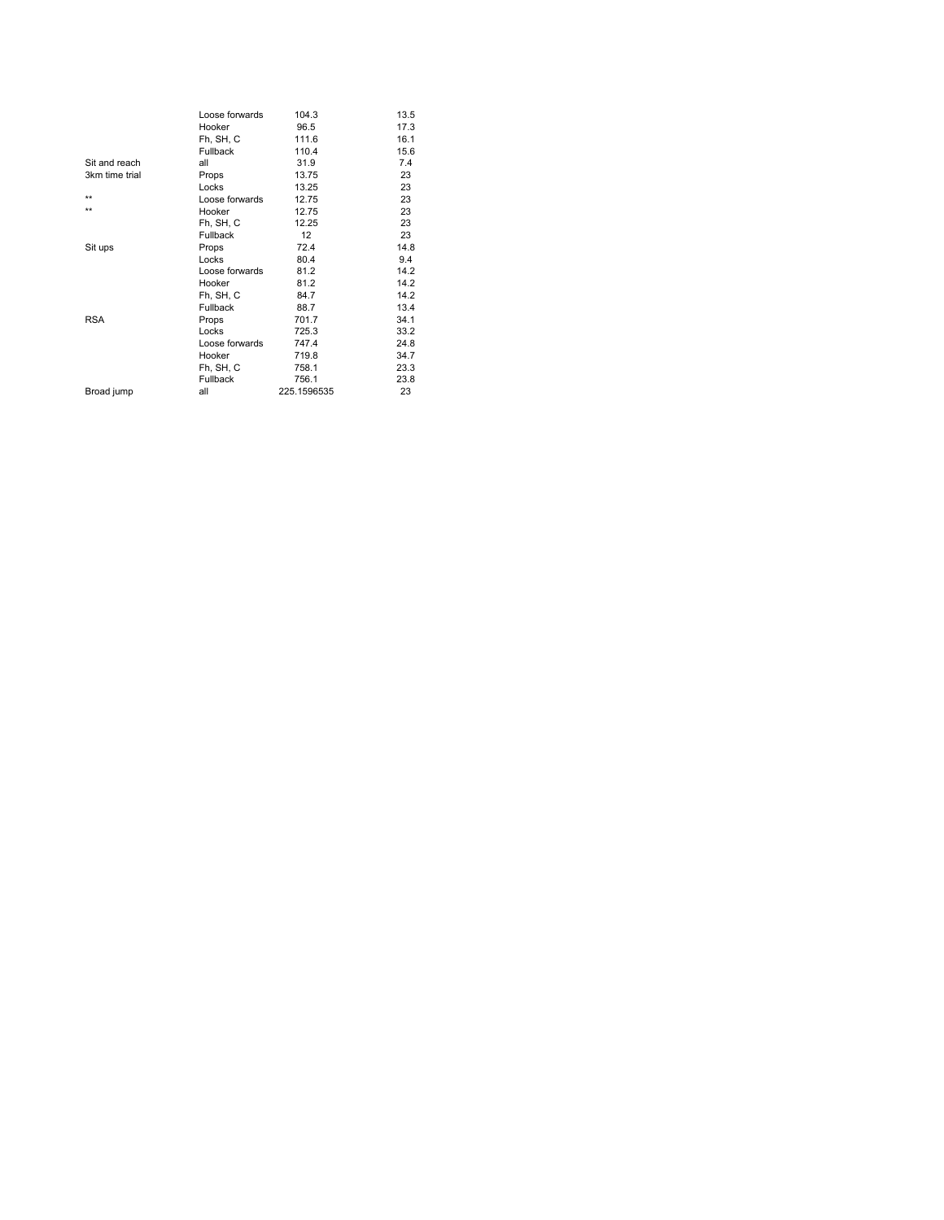| | | | |
|---|---|---|---|
| | Loose forwards | 104.3 | 13.5 |
| | Hooker | 96.5 | 17.3 |
| | Fh, SH, C | 111.6 | 16.1 |
| | Fullback | 110.4 | 15.6 |
| Sit and reach | all | 31.9 | 7.4 |
| 3km time trial | Props | 13.75 | 23 |
| | Locks | 13.25 | 23 |
| ** | Loose forwards | 12.75 | 23 |
| ** | Hooker | 12.75 | 23 |
| | Fh, SH, C | 12.25 | 23 |
| | Fullback | 12 | 23 |
| Sit ups | Props | 72.4 | 14.8 |
| | Locks | 80.4 | 9.4 |
| | Loose forwards | 81.2 | 14.2 |
| | Hooker | 81.2 | 14.2 |
| | Fh, SH, C | 84.7 | 14.2 |
| | Fullback | 88.7 | 13.4 |
| RSA | Props | 701.7 | 34.1 |
| | Locks | 725.3 | 33.2 |
| | Loose forwards | 747.4 | 24.8 |
| | Hooker | 719.8 | 34.7 |
| | Fh, SH, C | 758.1 | 23.3 |
| | Fullback | 756.1 | 23.8 |
| Broad jump | all | 225.1596535 | 23 |